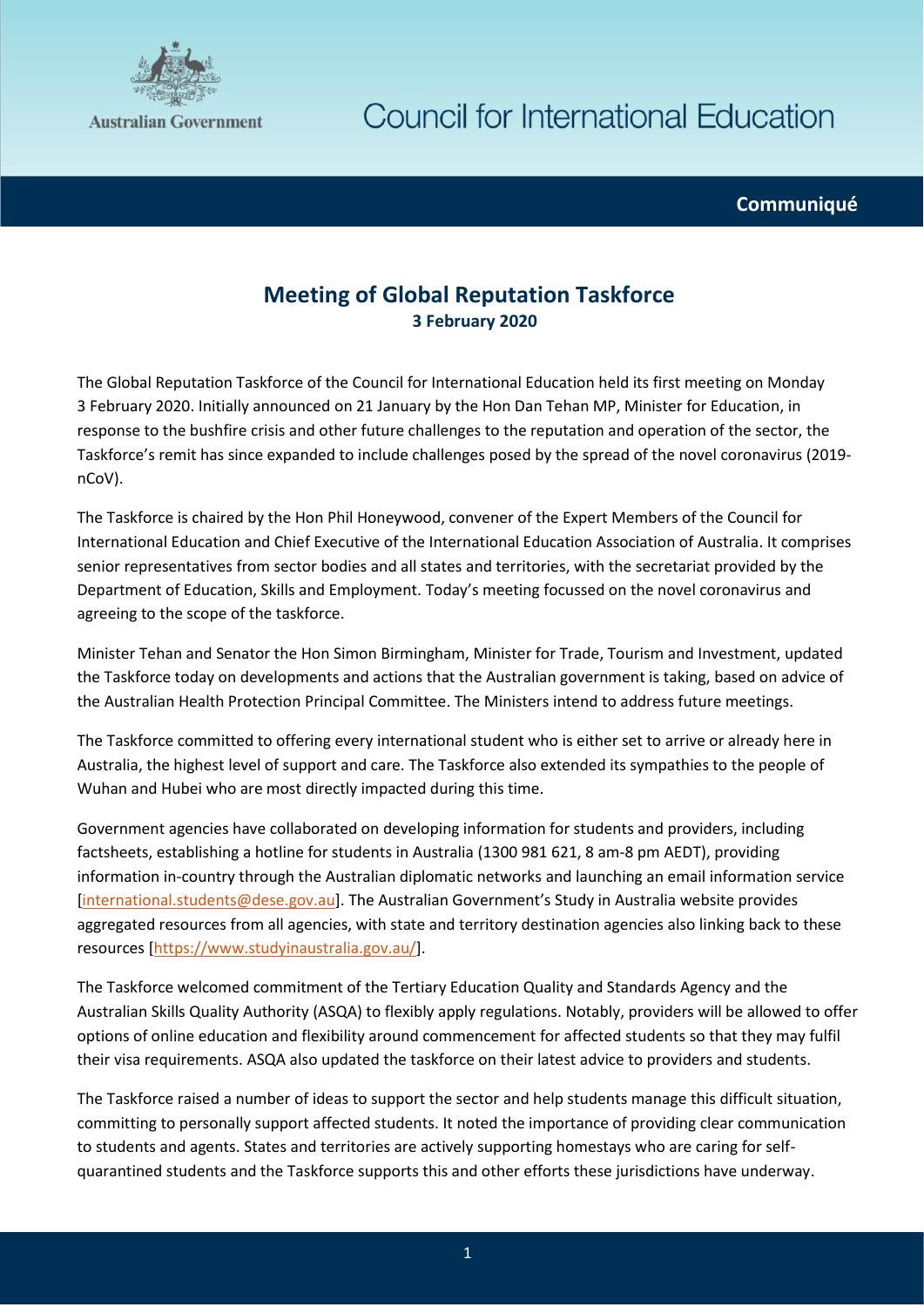Australian Government

# Council for International Education

**Communiqué**

## Meeting of Global Reputation Taskforce

**3 February 2020**

The Global Reputation Taskforce of the Council for International Education held its first meeting on Monday 3 February 2020. Initially announced on 21 January by the Hon Dan Tehan MP, Minister for Education, in response to the bushfire crisis and other future challenges to the reputation and operation of the sector, the Taskforce's remit has since expanded to include challenges posed by the spread of the novel coronavirus (2019-nCoV).

The Taskforce is chaired by the Hon Phil Honeywood, convener of the Expert Members of the Council for International Education and Chief Executive of the International Education Association of Australia. It comprises senior representatives from sector bodies and all states and territories, with the secretariat provided by the Department of Education, Skills and Employment. Today's meeting focussed on the novel coronavirus and agreeing to the scope of the taskforce.

Minister Tehan and Senator the Hon Simon Birmingham, Minister for Trade, Tourism and Investment, updated the Taskforce today on developments and actions that the Australian government is taking, based on advice of the Australian Health Protection Principal Committee. The Ministers intend to address future meetings.

The Taskforce committed to offering every international student who is either set to arrive or already here in Australia, the highest level of support and care. The Taskforce also extended its sympathies to the people of Wuhan and Hubei who are most directly impacted during this time.

Government agencies have collaborated on developing information for students and providers, including factsheets, establishing a hotline for students in Australia (1300 981 621, 8 am-8 pm AEDT), providing information in-country through the Australian diplomatic networks and launching an email information service [international.students@dese.gov.au]. The Australian Government's Study in Australia website provides aggregated resources from all agencies, with state and territory destination agencies also linking back to these resources [https://www.studyinaustralia.gov.au/].

The Taskforce welcomed commitment of the Tertiary Education Quality and Standards Agency and the Australian Skills Quality Authority (ASQA) to flexibly apply regulations. Notably, providers will be allowed to offer options of online education and flexibility around commencement for affected students so that they may fulfil their visa requirements. ASQA also updated the taskforce on their latest advice to providers and students.

The Taskforce raised a number of ideas to support the sector and help students manage this difficult situation, committing to personally support affected students. It noted the importance of providing clear communication to students and agents. States and territories are actively supporting homestays who are caring for self-quarantined students and the Taskforce supports this and other efforts these jurisdictions have underway.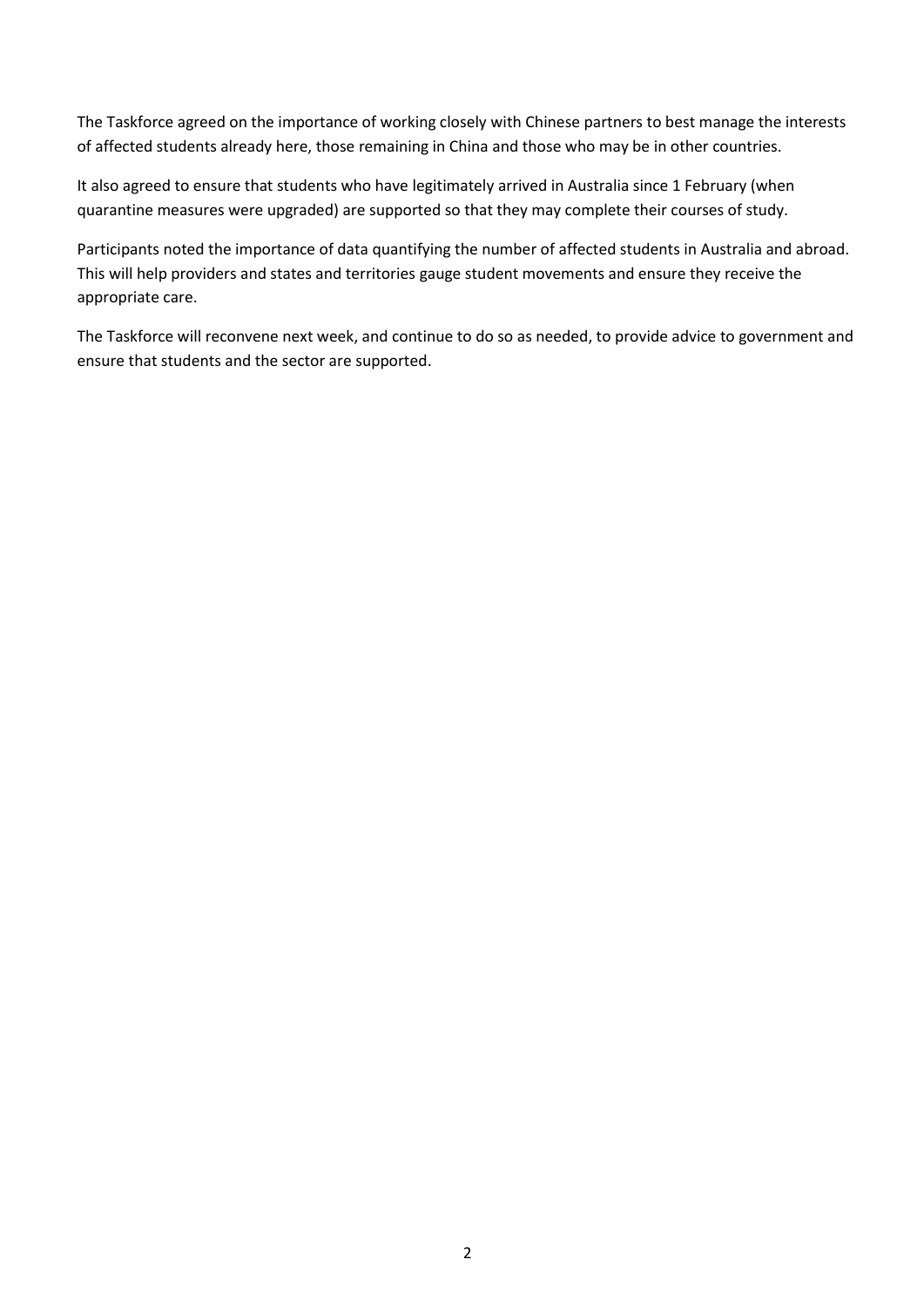The Taskforce agreed on the importance of working closely with Chinese partners to best manage the interests of affected students already here, those remaining in China and those who may be in other countries.

It also agreed to ensure that students who have legitimately arrived in Australia since 1 February (when quarantine measures were upgraded) are supported so that they may complete their courses of study.

Participants noted the importance of data quantifying the number of affected students in Australia and abroad. This will help providers and states and territories gauge student movements and ensure they receive the appropriate care.

The Taskforce will reconvene next week, and continue to do so as needed, to provide advice to government and ensure that students and the sector are supported.